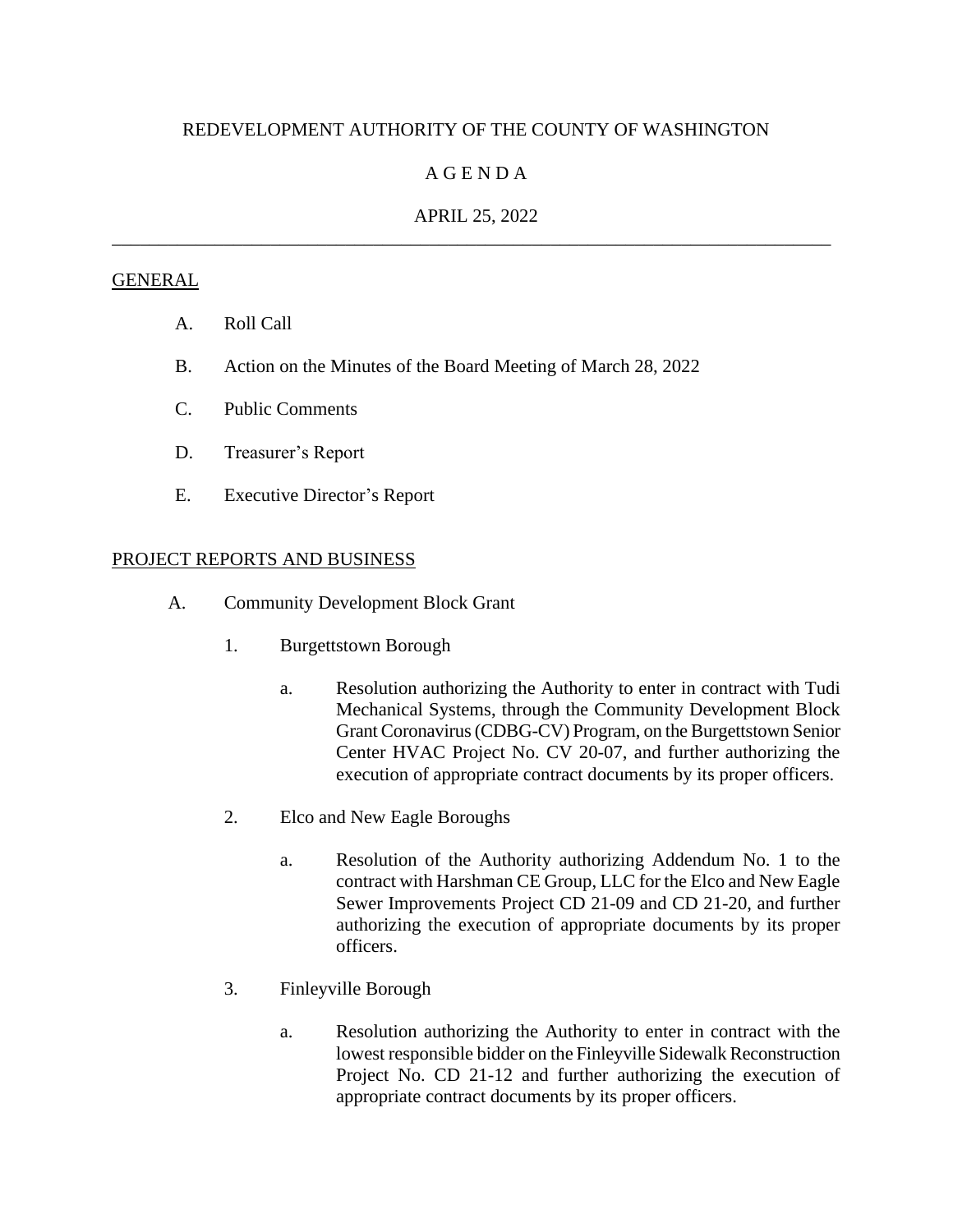# REDEVELOPMENT AUTHORITY OF THE COUNTY OF WASHINGTON

## A G E N D A

## APRIL 25, 2022

---

### GENERAL

A. Roll Call

B. Action on the Minutes of the Board Meeting of March 28, 2022

C. Public Comments

D. Treasurer's Report

E. Executive Director's Report

### PROJECT REPORTS AND BUSINESS

A. Community Development Block Grant

1. Burgettstown Borough

   a. Resolution authorizing the Authority to enter in contract with Tudi Mechanical Systems, through the Community Development Block Grant Coronavirus (CDBG-CV) Program, on the Burgettstown Senior Center HVAC Project No. CV 20-07, and further authorizing the execution of appropriate contract documents by its proper officers.

2. Elco and New Eagle Boroughs

   a. Resolution of the Authority authorizing Addendum No. 1 to the contract with Harshman CE Group, LLC for the Elco and New Eagle Sewer Improvements Project CD 21-09 and CD 21-20, and further authorizing the execution of appropriate documents by its proper officers.

3. Finleyville Borough

   a. Resolution authorizing the Authority to enter in contract with the lowest responsible bidder on the Finleyville Sidewalk Reconstruction Project No. CD 21-12 and further authorizing the execution of appropriate contract documents by its proper officers.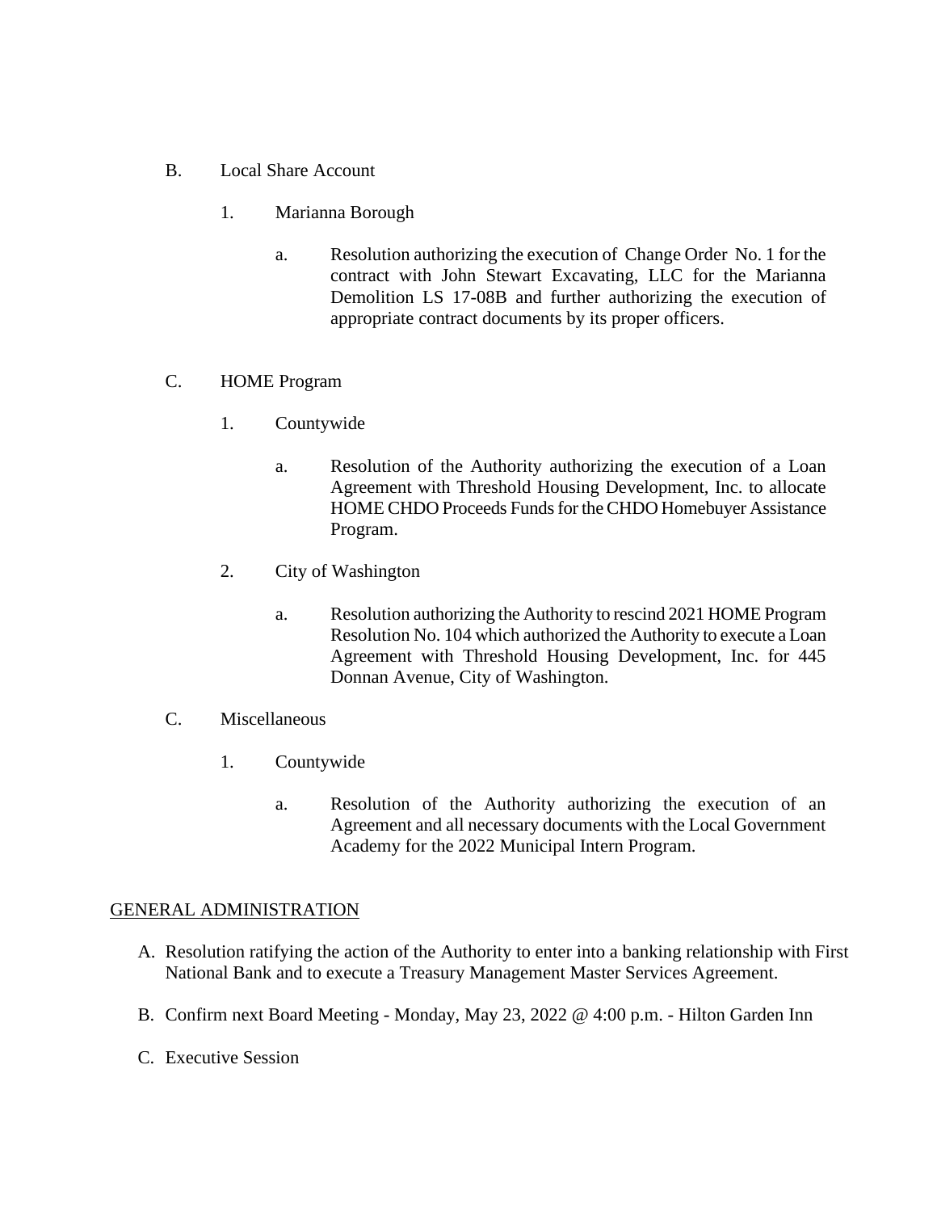B. Local Share Account

   1. Marianna Borough

      a. Resolution authorizing the execution of Change Order No. 1 for the contract with John Stewart Excavating, LLC for the Marianna Demolition LS 17-08B and further authorizing the execution of appropriate contract documents by its proper officers.

C. HOME Program

   1. Countywide

      a. Resolution of the Authority authorizing the execution of a Loan Agreement with Threshold Housing Development, Inc. to allocate HOME CHDO Proceeds Funds for the CHDO Homebuyer Assistance Program.

   2. City of Washington

      a. Resolution authorizing the Authority to rescind 2021 HOME Program Resolution No. 104 which authorized the Authority to execute a Loan Agreement with Threshold Housing Development, Inc. for 445 Donnan Avenue, City of Washington.

C. Miscellaneous

   1. Countywide

      a. Resolution of the Authority authorizing the execution of an Agreement and all necessary documents with the Local Government Academy for the 2022 Municipal Intern Program.

<u>GENERAL ADMINISTRATION</u>

A. Resolution ratifying the action of the Authority to enter into a banking relationship with First National Bank and to execute a Treasury Management Master Services Agreement.

B. Confirm next Board Meeting - Monday, May 23, 2022 @ 4:00 p.m. - Hilton Garden Inn

C. Executive Session